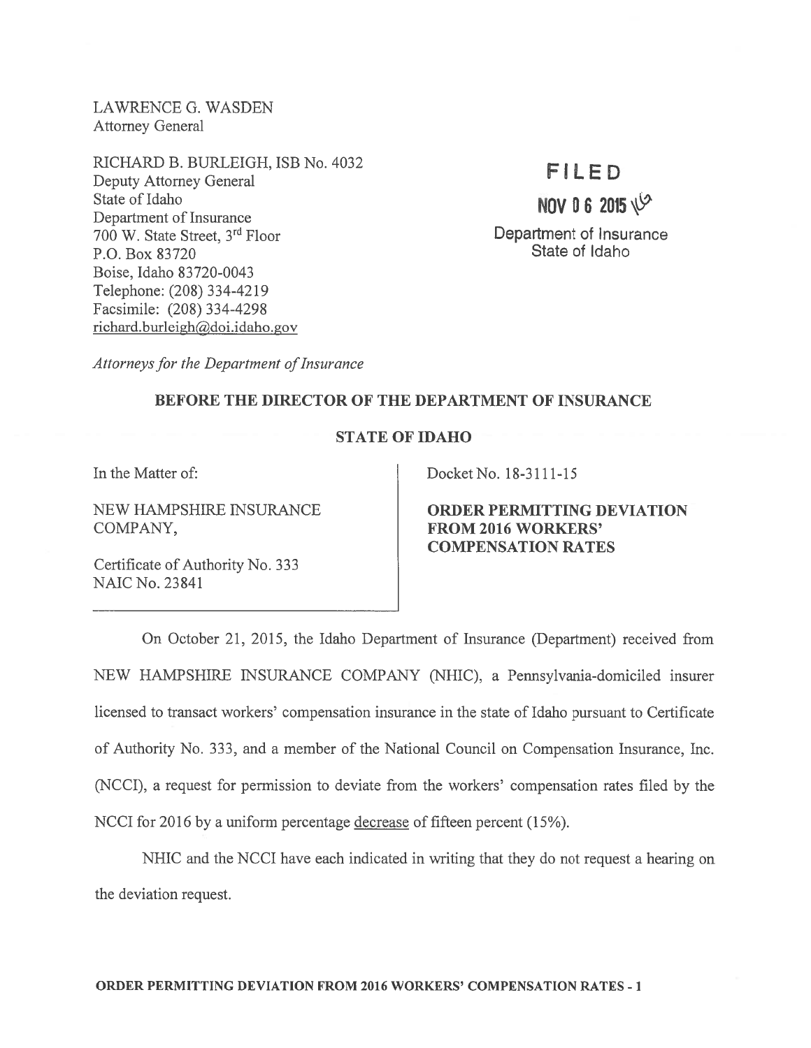LAWRENCE G. WASDEN
Attorney General

RICHARD B. BURLEIGH, ISB No. 4032
Deputy Attorney General
State of Idaho
Department of Insurance
700 W. State Street, 3rd Floor
P.O. Box 83720
Boise, Idaho 83720-0043
Telephone: (208) 334-4219
Facsimile: (208) 334-4298
richard.burleigh@doi.idaho.gov

FILED
NOV 06 2015
Department of Insurance
State of Idaho

*Attorneys for the Department of Insurance*

**BEFORE THE DIRECTOR OF THE DEPARTMENT OF INSURANCE**

**STATE OF IDAHO**

In the Matter of:

NEW HAMPSHIRE INSURANCE COMPANY,

Certificate of Authority No. 333
NAIC No. 23841

Docket No. 18-3111-15

**ORDER PERMITTING DEVIATION FROM 2016 WORKERS' COMPENSATION RATES**

On October 21, 2015, the Idaho Department of Insurance (Department) received from NEW HAMPSHIRE INSURANCE COMPANY (NHIC), a Pennsylvania-domiciled insurer licensed to transact workers' compensation insurance in the state of Idaho pursuant to Certificate of Authority No. 333, and a member of the National Council on Compensation Insurance, Inc. (NCCI), a request for permission to deviate from the workers' compensation rates filed by the NCCI for 2016 by a uniform percentage decrease of fifteen percent (15%).

NHIC and the NCCI have each indicated in writing that they do not request a hearing on the deviation request.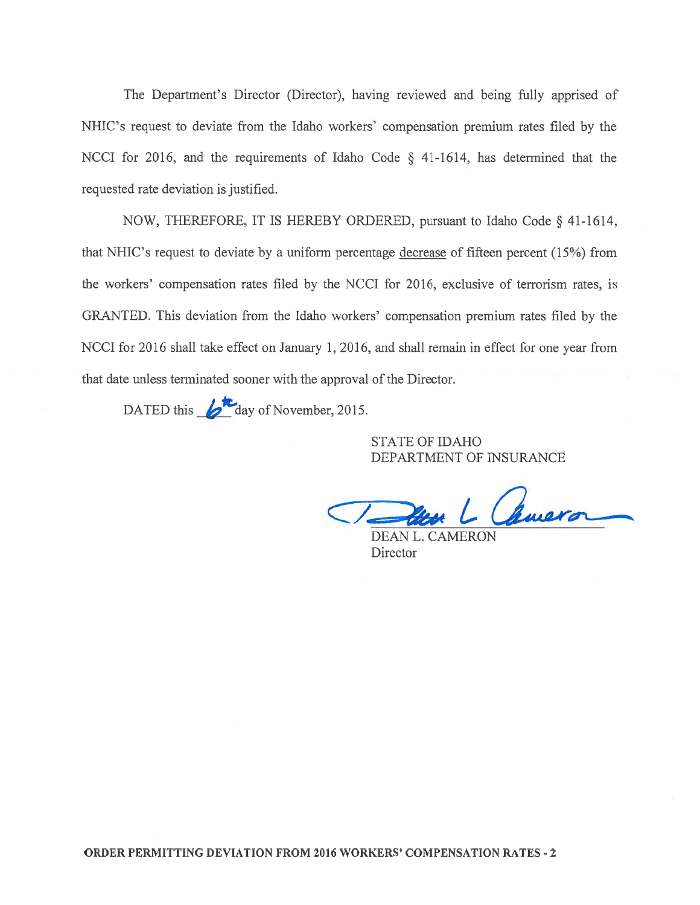The Department's Director (Director), having reviewed and being fully apprised of NHIC's request to deviate from the Idaho workers' compensation premium rates filed by the NCCI for 2016, and the requirements of Idaho Code § 41-1614, has determined that the requested rate deviation is justified.

NOW, THEREFORE, IT IS HEREBY ORDERED, pursuant to Idaho Code § 41-1614, that NHIC's request to deviate by a uniform percentage decrease of fifteen percent (15%) from the workers' compensation rates filed by the NCCI for 2016, exclusive of terrorism rates, is GRANTED. This deviation from the Idaho workers' compensation premium rates filed by the NCCI for 2016 shall take effect on January 1, 2016, and shall remain in effect for one year from that date unless terminated sooner with the approval of the Director.

DATED this 6th day of November, 2015.

STATE OF IDAHO
DEPARTMENT OF INSURANCE

DEAN L. CAMERON
Director

**ORDER PERMITTING DEVIATION FROM 2016 WORKERS' COMPENSATION RATES - 2**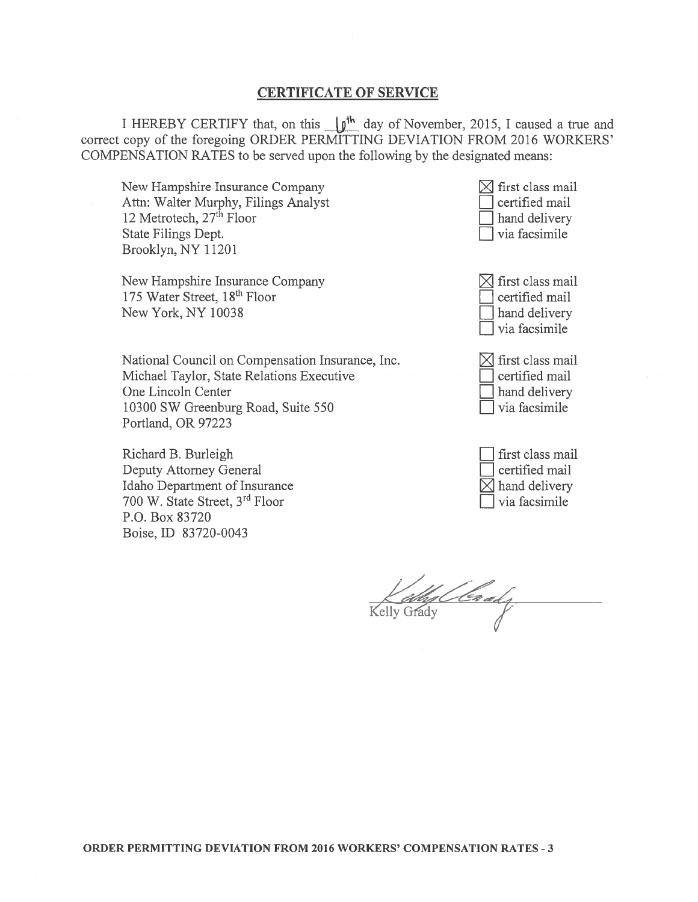## CERTIFICATE OF SERVICE

I HEREBY CERTIFY that, on this 10th day of November, 2015, I caused a true and correct copy of the foregoing ORDER PERMITTING DEVIATION FROM 2016 WORKERS' COMPENSATION RATES to be served upon the following by the designated means:

| | |
|---|---|
| New Hampshire Insurance Company<br>Attn: Walter Murphy, Filings Analyst<br>12 Metrotech, 27th Floor<br>State Filings Dept.<br>Brooklyn, NY 11201 | ☒ first class mail<br>☐ certified mail<br>☐ hand delivery<br>☐ via facsimile |
| New Hampshire Insurance Company<br>175 Water Street, 18th Floor<br>New York, NY 10038 | ☒ first class mail<br>☐ certified mail<br>☐ hand delivery<br>☐ via facsimile |
| National Council on Compensation Insurance, Inc.<br>Michael Taylor, State Relations Executive<br>One Lincoln Center<br>10300 SW Greenburg Road, Suite 550<br>Portland, OR 97223 | ☒ first class mail<br>☐ certified mail<br>☐ hand delivery<br>☐ via facsimile |
| Richard B. Burleigh<br>Deputy Attorney General<br>Idaho Department of Insurance<br>700 W. State Street, 3rd Floor<br>P.O. Box 83720<br>Boise, ID 83720-0043 | ☐ first class mail<br>☐ certified mail<br>☒ hand delivery<br>☐ via facsimile |

Kelly Grady